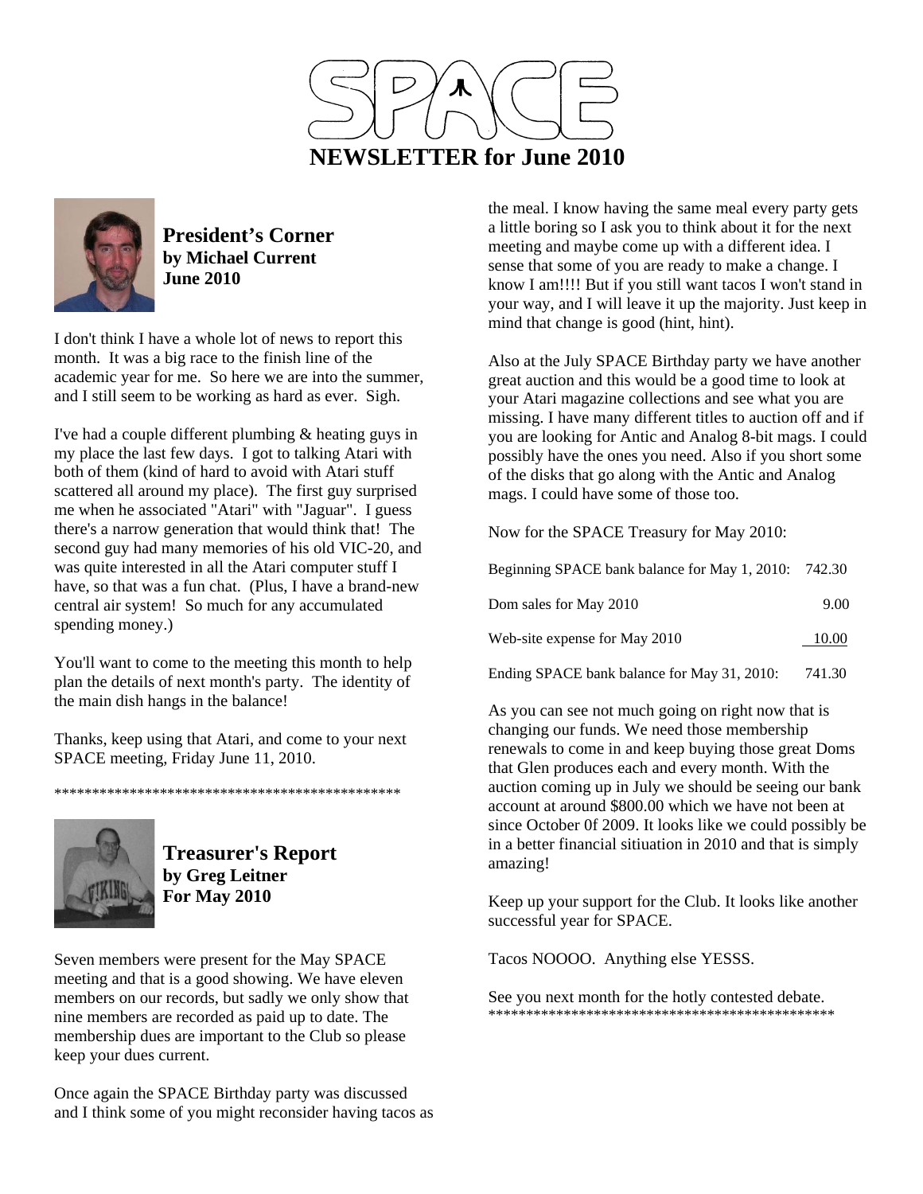# SPACE

## NEWSLETTER for June 2010

### President's Corner
**by Michael Current**
**June 2010**

I don't think I have a whole lot of news to report this month. It was a big race to the finish line of the academic year for me. So here we are into the summer, and I still seem to be working as hard as ever. Sigh.

I've had a couple different plumbing & heating guys in my place the last few days. I got to talking Atari with both of them (kind of hard to avoid with Atari stuff scattered all around my place). The first guy surprised me when he associated "Atari" with "Jaguar". I guess there's a narrow generation that would think that! The second guy had many memories of his old VIC-20, and was quite interested in all the Atari computer stuff I have, so that was a fun chat. (Plus, I have a brand-new central air system! So much for any accumulated spending money.)

You'll want to come to the meeting this month to help plan the details of next month's party. The identity of the main dish hangs in the balance!

Thanks, keep using that Atari, and come to your next SPACE meeting, Friday June 11, 2010.

**********************************************

### Treasurer's Report
**by Greg Leitner**
**For May 2010**

Seven members were present for the May SPACE meeting and that is a good showing. We have eleven members on our records, but sadly we only show that nine members are recorded as paid up to date. The membership dues are important to the Club so please keep your dues current.

Once again the SPACE Birthday party was discussed and I think some of you might reconsider having tacos as the meal. I know having the same meal every party gets a little boring so I ask you to think about it for the next meeting and maybe come up with a different idea. I sense that some of you are ready to make a change. I know I am!!!! But if you still want tacos I won't stand in your way, and I will leave it up the majority. Just keep in mind that change is good (hint, hint).

Also at the July SPACE Birthday party we have another great auction and this would be a good time to look at your Atari magazine collections and see what you are missing. I have many different titles to auction off and if you are looking for Antic and Analog 8-bit mags. I could possibly have the ones you need. Also if you short some of the disks that go along with the Antic and Analog mags. I could have some of those too.

Now for the SPACE Treasury for May 2010:

| | |
|---|---:|
| Beginning SPACE bank balance for May 1, 2010: | 742.30 |
| Dom sales for May 2010 | 9.00 |
| Web-site expense for May 2010 | 10.00 |
| Ending SPACE bank balance for May 31, 2010: | 741.30 |

As you can see not much going on right now that is changing our funds. We need those membership renewals to come in and keep buying those great Doms that Glen produces each and every month. With the auction coming up in July we should be seeing our bank account at around $800.00 which we have not been at since October 0f 2009. It looks like we could possibly be in a better financial sitiuation in 2010 and that is simply amazing!

Keep up your support for the Club. It looks like another successful year for SPACE.

Tacos NOOOO. Anything else YESSS.

See you next month for the hotly contested debate.

**********************************************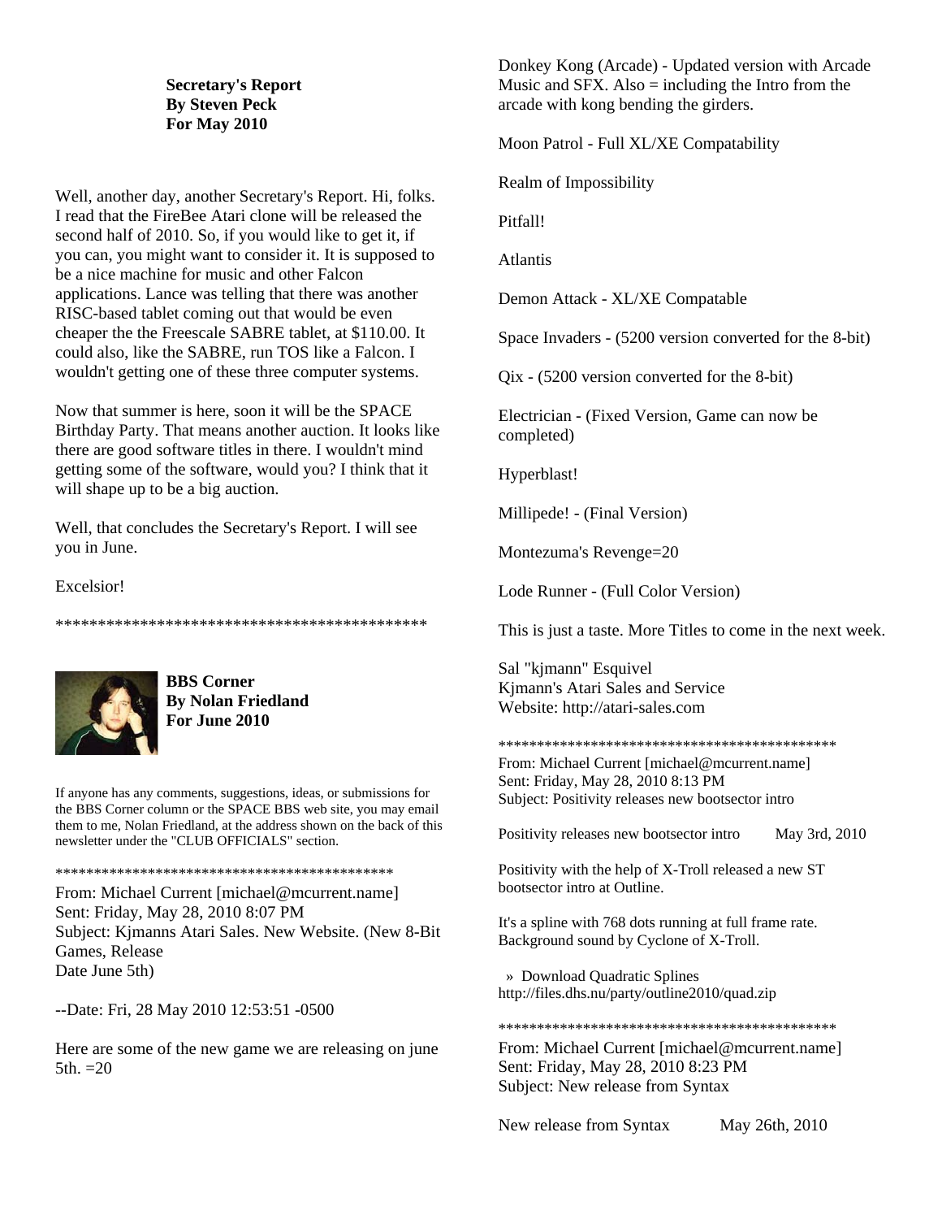**Secretary's Report**
**By Steven Peck**
**For May 2010**

Well, another day, another Secretary's Report. Hi, folks. I read that the FireBee Atari clone will be released the second half of 2010. So, if you would like to get it, if you can, you might want to consider it. It is supposed to be a nice machine for music and other Falcon applications. Lance was telling that there was another RISC-based tablet coming out that would be even cheaper the the Freescale SABRE tablet, at $110.00. It could also, like the SABRE, run TOS like a Falcon. I wouldn't getting one of these three computer systems.

Now that summer is here, soon it will be the SPACE Birthday Party. That means another auction. It looks like there are good software titles in there. I wouldn't mind getting some of the software, would you? I think that it will shape up to be a big auction.

Well, that concludes the Secretary's Report. I will see you in June.

Excelsior!

*********************************************

**BBS Corner**
**By Nolan Friedland**
**For June 2010**

If anyone has any comments, suggestions, ideas, or submissions for the BBS Corner column or the SPACE BBS web site, you may email them to me, Nolan Friedland, at the address shown on the back of this newsletter under the "CLUB OFFICIALS" section.

*********************************************

From: Michael Current [michael@mcurrent.name]
Sent: Friday, May 28, 2010 8:07 PM
Subject: Kjmanns Atari Sales. New Website. (New 8-Bit Games, Release
Date June 5th)

--Date: Fri, 28 May 2010 12:53:51 -0500

Here are some of the new game we are releasing on june 5th. =20

Donkey Kong (Arcade) - Updated version with Arcade Music and SFX. Also = including the Intro from the arcade with kong bending the girders.

Moon Patrol - Full XL/XE Compatability

Realm of Impossibility

Pitfall!

Atlantis

Demon Attack - XL/XE Compatable

Space Invaders - (5200 version converted for the 8-bit)

Qix - (5200 version converted for the 8-bit)

Electrician - (Fixed Version, Game can now be completed)

Hyperblast!

Millipede! - (Final Version)

Montezuma's Revenge=20

Lode Runner - (Full Color Version)

This is just a taste. More Titles to come in the next week.

Sal "kjmann" Esquivel
Kjmann's Atari Sales and Service
Website: http://atari-sales.com

*********************************************

From: Michael Current [michael@mcurrent.name]
Sent: Friday, May 28, 2010 8:13 PM
Subject: Positivity releases new bootsector intro

Positivity releases new bootsector intro May 3rd, 2010

Positivity with the help of X-Troll released a new ST bootsector intro at Outline.

It's a spline with 768 dots running at full frame rate. Background sound by Cyclone of X-Troll.

» Download Quadratic Splines
http://files.dhs.nu/party/outline2010/quad.zip

*********************************************

From: Michael Current [michael@mcurrent.name]
Sent: Friday, May 28, 2010 8:23 PM
Subject: New release from Syntax

New release from Syntax May 26th, 2010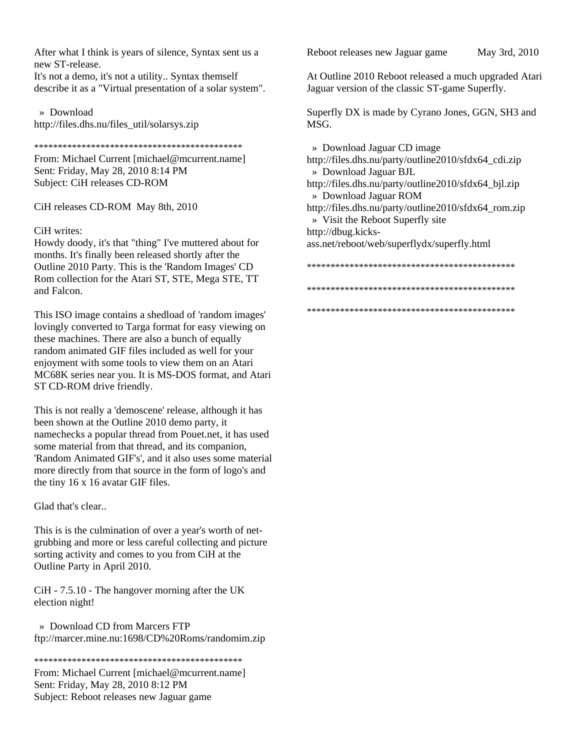After what I think is years of silence, Syntax sent us a new ST-release.
It's not a demo, it's not a utility.. Syntax themself describe it as a "Virtual presentation of a solar system".

» Download
http://files.dhs.nu/files_util/solarsys.zip

********************************************
From: Michael Current [michael@mcurrent.name]
Sent: Friday, May 28, 2010 8:14 PM
Subject: CiH releases CD-ROM

CiH releases CD-ROM May 8th, 2010

CiH writes:
Howdy doody, it's that "thing" I've muttered about for months. It's finally been released shortly after the Outline 2010 Party. This is the 'Random Images' CD Rom collection for the Atari ST, STE, Mega STE, TT and Falcon.

This ISO image contains a shedload of 'random images' lovingly converted to Targa format for easy viewing on these machines. There are also a bunch of equally random animated GIF files included as well for your enjoyment with some tools to view them on an Atari MC68K series near you. It is MS-DOS format, and Atari ST CD-ROM drive friendly.

This is not really a 'demoscene' release, although it has been shown at the Outline 2010 demo party, it namechecks a popular thread from Pouet.net, it has used some material from that thread, and its companion, 'Random Animated GIF's', and it also uses some material more directly from that source in the form of logo's and the tiny 16 x 16 avatar GIF files.

Glad that's clear..

This is is the culmination of over a year's worth of net-grubbing and more or less careful collecting and picture sorting activity and comes to you from CiH at the Outline Party in April 2010.

CiH - 7.5.10 - The hangover morning after the UK election night!

» Download CD from Marcers FTP
ftp://marcer.mine.nu:1698/CD%20Roms/randomim.zip

********************************************
From: Michael Current [michael@mcurrent.name]
Sent: Friday, May 28, 2010 8:12 PM
Subject: Reboot releases new Jaguar game

Reboot releases new Jaguar game May 3rd, 2010

At Outline 2010 Reboot released a much upgraded Atari Jaguar version of the classic ST-game Superfly.

Superfly DX is made by Cyrano Jones, GGN, SH3 and MSG.

» Download Jaguar CD image
http://files.dhs.nu/party/outline2010/sfdx64_cdi.zip
» Download Jaguar BJL
http://files.dhs.nu/party/outline2010/sfdx64_bjl.zip
» Download Jaguar ROM
http://files.dhs.nu/party/outline2010/sfdx64_rom.zip
» Visit the Reboot Superfly site
http://dbug.kicks-ass.net/reboot/web/superflydx/superfly.html

********************************************

********************************************

********************************************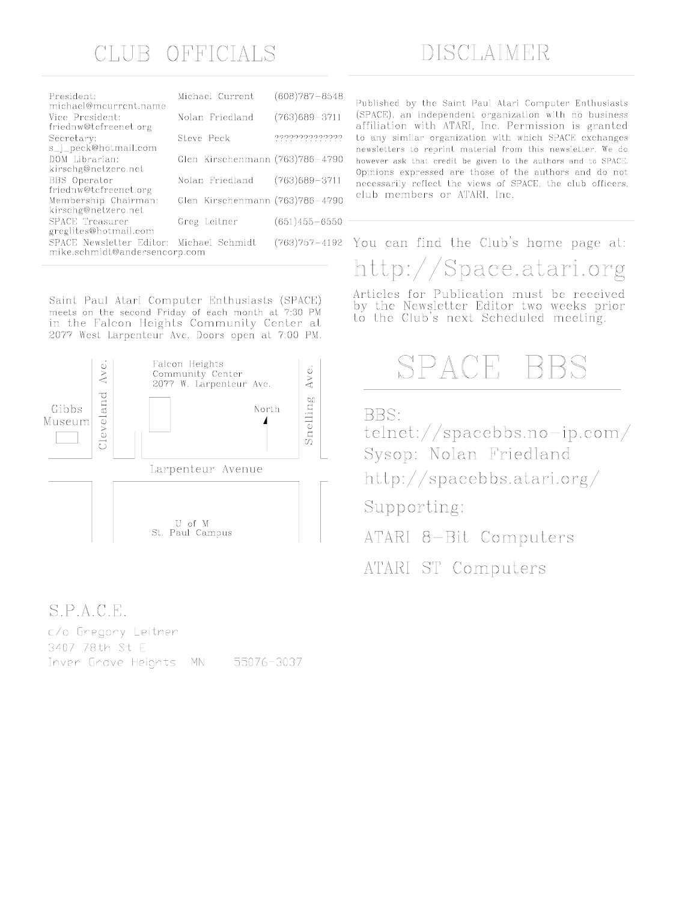## CLUB OFFICIALS

| | | |
|---|---|---|
| President: michael@mcurrent.name | Michael Current | (608)787-8548 |
| Vice President: friednw@tcfreenet.org | Nolan Friedland | (763)689-3711 |
| Secretary: s_j_peck@hotmail.com | Steve Peck | ?????????????? |
| DOM Librarian: kirschg@netzero.net | Glen Kirschenmann | (763)786-4790 |
| BBS Operator friednw@tcfreenet.org | Nolan Friedland | (763)689-3711 |
| Membership Chairman: kirschg@netzero.net | Glen Kirschenmann | (763)786-4790 |
| SPACE Treasurer greglites@hotmail.com | Greg Leitner | (651)455-6550 |
| SPACE Newsletter Editor: mike.schmidt@andersencorp.com | Michael Schmidt | (763)757-4192 |

Saint Paul Atari Computer Enthusiasts (SPACE) meets on the second Friday of each month at 7:30 PM in the Falcon Heights Community Center at 2077 West Larpenteur Ave. Doors open at 7:00 PM.

Falcon Heights Community Center 2077 W. Larpenteur Ave.
Gibbs Museum
Cleveland Ave.
Snelling Ave.
North
Larpenteur Avenue
U of M St. Paul Campus

## DISCLAIMER

Published by the Saint Paul Atari Computer Enthusiasts (SPACE), an independent organization with no business affiliation with ATARI, Inc. Permission is granted to any similar organization with which SPACE exchanges newsletters to reprint material from this newsletter. We do however ask that credit be given to the authors and to SPACE. Opinions expressed are those of the authors and do not necessarily reflect the views of SPACE, the club officers, club members or ATARI, Inc.

You can find the Club's home page at:

http://Space.atari.org

Articles for Publication must be received by the Newsletter Editor two weeks prior to the Club's next Scheduled meeting.

## SPACE BBS

BBS:
telnet://spacebbs.no-ip.com/
Sysop: Nolan Friedland
http://spacebbs.atari.org/

Supporting:

ATARI 8-Bit Computers

ATARI ST Computers

S.P.A.C.E.
c/o Gregory Leitner
3407 78th St E
Inver Grove Heights MN 55076-3037